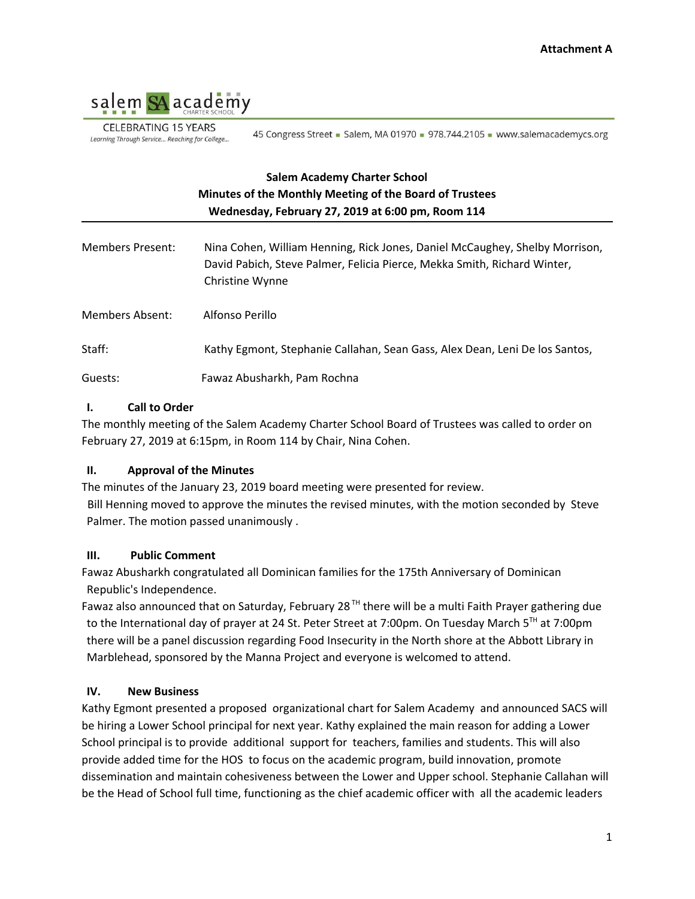**Attachment A**

salem SA academy CHARTER SCHOOL

CELEBRATING 15 YEARS
*Learning Through Service... Reaching for College...*

45 Congress Street ▪ Salem, MA 01970 ▪ 978.744.2105 ▪ www.salemacademycs.org

## Salem Academy Charter School
## Minutes of the Monthly Meeting of the Board of Trustees
## Wednesday, February 27, 2019 at 6:00 pm, Room 114

---

Members Present: Nina Cohen, William Henning, Rick Jones, Daniel McCaughey, Shelby Morrison, David Pabich, Steve Palmer, Felicia Pierce, Mekka Smith, Richard Winter, Christine Wynne

Members Absent: Alfonso Perillo

Staff: Kathy Egmont, Stephanie Callahan, Sean Gass, Alex Dean, Leni De los Santos,

Guests: Fawaz Abusharkh, Pam Rochna

### I. Call to Order

The monthly meeting of the Salem Academy Charter School Board of Trustees was called to order on February 27, 2019 at 6:15pm, in Room 114 by Chair, Nina Cohen.

### II. Approval of the Minutes

The minutes of the January 23, 2019 board meeting were presented for review.
Bill Henning moved to approve the minutes the revised minutes, with the motion seconded by Steve Palmer. The motion passed unanimously .

### III. Public Comment

Fawaz Abusharkh congratulated all Dominican families for the 175th Anniversary of Dominican Republic's Independence.
Fawaz also announced that on Saturday, February 28[TH] there will be a multi Faith Prayer gathering due to the International day of prayer at 24 St. Peter Street at 7:00pm. On Tuesday March 5[TH] at 7:00pm there will be a panel discussion regarding Food Insecurity in the North shore at the Abbott Library in Marblehead, sponsored by the Manna Project and everyone is welcomed to attend.

### IV. New Business

Kathy Egmont presented a proposed organizational chart for Salem Academy and announced SACS will be hiring a Lower School principal for next year. Kathy explained the main reason for adding a Lower School principal is to provide additional support for teachers, families and students. This will also provide added time for the HOS to focus on the academic program, build innovation, promote dissemination and maintain cohesiveness between the Lower and Upper school. Stephanie Callahan will be the Head of School full time, functioning as the chief academic officer with all the academic leaders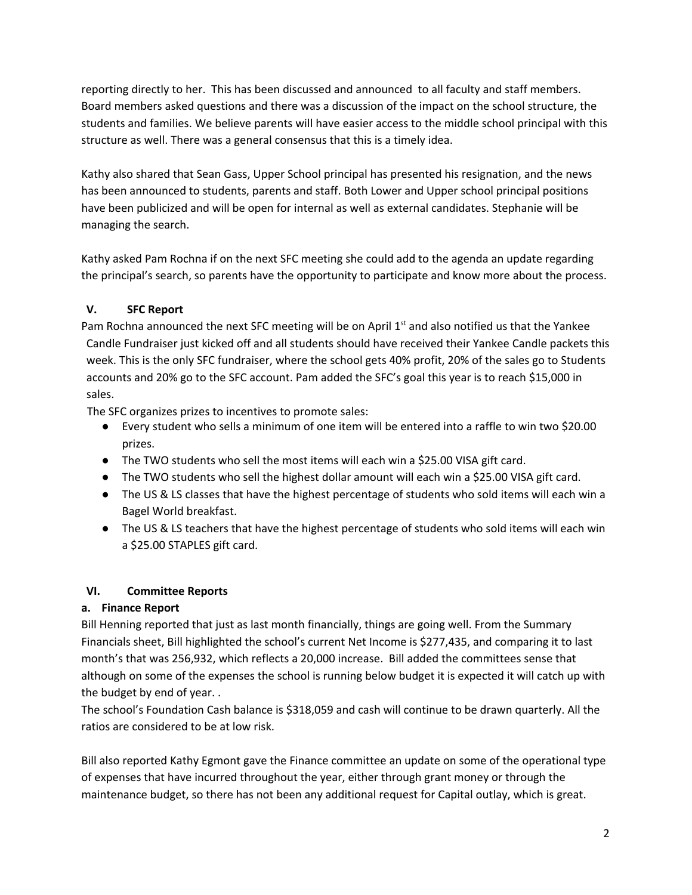reporting directly to her. This has been discussed and announced to all faculty and staff members. Board members asked questions and there was a discussion of the impact on the school structure, the students and families. We believe parents will have easier access to the middle school principal with this structure as well. There was a general consensus that this is a timely idea.

Kathy also shared that Sean Gass, Upper School principal has presented his resignation, and the news has been announced to students, parents and staff. Both Lower and Upper school principal positions have been publicized and will be open for internal as well as external candidates. Stephanie will be managing the search.

Kathy asked Pam Rochna if on the next SFC meeting she could add to the agenda an update regarding the principal's search, so parents have the opportunity to participate and know more about the process.

## V. SFC Report

Pam Rochna announced the next SFC meeting will be on April 1st and also notified us that the Yankee Candle Fundraiser just kicked off and all students should have received their Yankee Candle packets this week. This is the only SFC fundraiser, where the school gets 40% profit, 20% of the sales go to Students accounts and 20% go to the SFC account. Pam added the SFC's goal this year is to reach $15,000 in sales.

The SFC organizes prizes to incentives to promote sales:

- Every student who sells a minimum of one item will be entered into a raffle to win two $20.00 prizes.
- The TWO students who sell the most items will each win a $25.00 VISA gift card.
- The TWO students who sell the highest dollar amount will each win a $25.00 VISA gift card.
- The US & LS classes that have the highest percentage of students who sold items will each win a Bagel World breakfast.
- The US & LS teachers that have the highest percentage of students who sold items will each win a $25.00 STAPLES gift card.

## VI. Committee Reports

### a. Finance Report

Bill Henning reported that just as last month financially, things are going well. From the Summary Financials sheet, Bill highlighted the school's current Net Income is $277,435, and comparing it to last month's that was 256,932, which reflects a 20,000 increase. Bill added the committees sense that although on some of the expenses the school is running below budget it is expected it will catch up with the budget by end of year. .

The school's Foundation Cash balance is $318,059 and cash will continue to be drawn quarterly. All the ratios are considered to be at low risk.

Bill also reported Kathy Egmont gave the Finance committee an update on some of the operational type of expenses that have incurred throughout the year, either through grant money or through the maintenance budget, so there has not been any additional request for Capital outlay, which is great.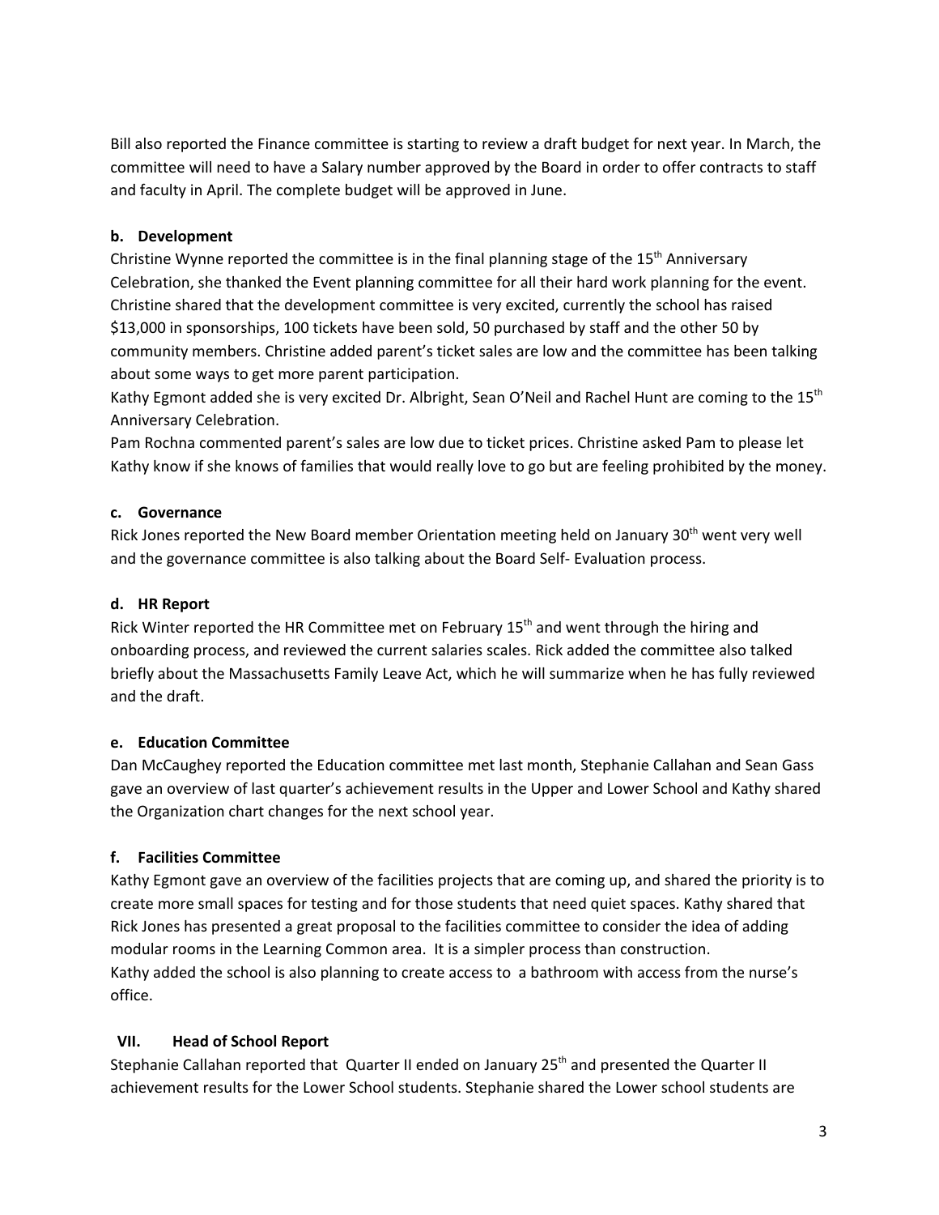Bill also reported the Finance committee is starting to review a draft budget for next year. In March, the committee will need to have a Salary number approved by the Board in order to offer contracts to staff and faculty in April. The complete budget will be approved in June.

**b. Development**

Christine Wynne reported the committee is in the final planning stage of the 15th Anniversary Celebration, she thanked the Event planning committee for all their hard work planning for the event. Christine shared that the development committee is very excited, currently the school has raised $13,000 in sponsorships, 100 tickets have been sold, 50 purchased by staff and the other 50 by community members. Christine added parent's ticket sales are low and the committee has been talking about some ways to get more parent participation.

Kathy Egmont added she is very excited Dr. Albright, Sean O'Neil and Rachel Hunt are coming to the 15th Anniversary Celebration.

Pam Rochna commented parent's sales are low due to ticket prices. Christine asked Pam to please let Kathy know if she knows of families that would really love to go but are feeling prohibited by the money.

**c. Governance**

Rick Jones reported the New Board member Orientation meeting held on January 30th went very well and the governance committee is also talking about the Board Self- Evaluation process.

**d. HR Report**

Rick Winter reported the HR Committee met on February 15th and went through the hiring and onboarding process, and reviewed the current salaries scales. Rick added the committee also talked briefly about the Massachusetts Family Leave Act, which he will summarize when he has fully reviewed and the draft.

**e. Education Committee**

Dan McCaughey reported the Education committee met last month, Stephanie Callahan and Sean Gass gave an overview of last quarter's achievement results in the Upper and Lower School and Kathy shared the Organization chart changes for the next school year.

**f. Facilities Committee**

Kathy Egmont gave an overview of the facilities projects that are coming up, and shared the priority is to create more small spaces for testing and for those students that need quiet spaces. Kathy shared that Rick Jones has presented a great proposal to the facilities committee to consider the idea of adding modular rooms in the Learning Common area. It is a simpler process than construction.

Kathy added the school is also planning to create access to a bathroom with access from the nurse's office.

## VII. Head of School Report

Stephanie Callahan reported that Quarter II ended on January 25th and presented the Quarter II achievement results for the Lower School students. Stephanie shared the Lower school students are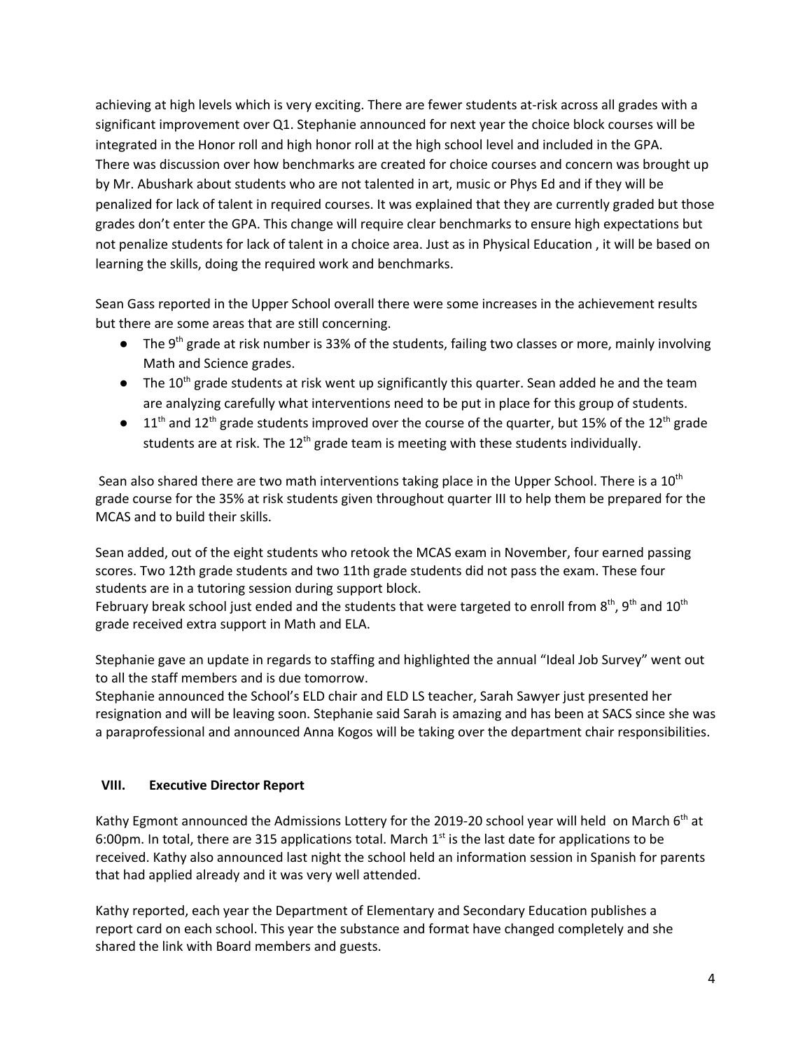achieving at high levels which is very exciting. There are fewer students at-risk across all grades with a significant improvement over Q1. Stephanie announced for next year the choice block courses will be integrated in the Honor roll and high honor roll at the high school level and included in the GPA. There was discussion over how benchmarks are created for choice courses and concern was brought up by Mr. Abushark about students who are not talented in art, music or Phys Ed and if they will be penalized for lack of talent in required courses. It was explained that they are currently graded but those grades don't enter the GPA. This change will require clear benchmarks to ensure high expectations but not penalize students for lack of talent in a choice area. Just as in Physical Education , it will be based on learning the skills, doing the required work and benchmarks.

Sean Gass reported in the Upper School overall there were some increases in the achievement results but there are some areas that are still concerning.

- The 9th grade at risk number is 33% of the students, failing two classes or more, mainly involving Math and Science grades.
- The 10th grade students at risk went up significantly this quarter. Sean added he and the team are analyzing carefully what interventions need to be put in place for this group of students.
- 11th and 12th grade students improved over the course of the quarter, but 15% of the 12th grade students are at risk. The 12th grade team is meeting with these students individually.

Sean also shared there are two math interventions taking place in the Upper School. There is a 10th grade course for the 35% at risk students given throughout quarter III to help them be prepared for the MCAS and to build their skills.

Sean added, out of the eight students who retook the MCAS exam in November, four earned passing scores. Two 12th grade students and two 11th grade students did not pass the exam. These four students are in a tutoring session during support block.

February break school just ended and the students that were targeted to enroll from 8th, 9th and 10th grade received extra support in Math and ELA.

Stephanie gave an update in regards to staffing and highlighted the annual "Ideal Job Survey" went out to all the staff members and is due tomorrow.

Stephanie announced the School's ELD chair and ELD LS teacher, Sarah Sawyer just presented her resignation and will be leaving soon. Stephanie said Sarah is amazing and has been at SACS since she was a paraprofessional and announced Anna Kogos will be taking over the department chair responsibilities.

## VIII. Executive Director Report

Kathy Egmont announced the Admissions Lottery for the 2019-20 school year will held on March 6th at 6:00pm. In total, there are 315 applications total. March 1st is the last date for applications to be received. Kathy also announced last night the school held an information session in Spanish for parents that had applied already and it was very well attended.

Kathy reported, each year the Department of Elementary and Secondary Education publishes a report card on each school. This year the substance and format have changed completely and she shared the link with Board members and guests.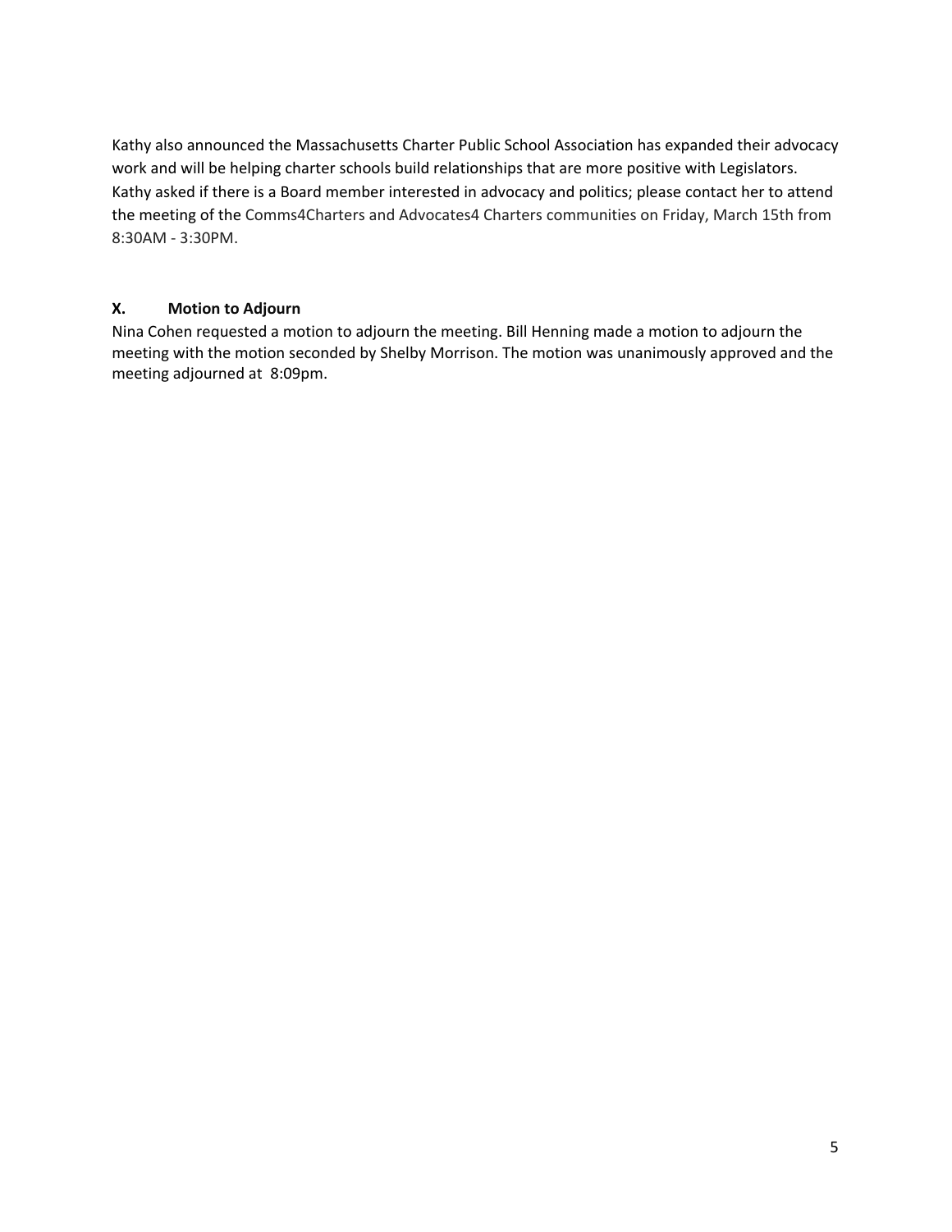Kathy also announced the Massachusetts Charter Public School Association has expanded their advocacy work and will be helping charter schools build relationships that are more positive with Legislators. Kathy asked if there is a Board member interested in advocacy and politics; please contact her to attend the meeting of the Comms4Charters and Advocates4 Charters communities on Friday, March 15th from 8:30AM - 3:30PM.

### X. Motion to Adjourn

Nina Cohen requested a motion to adjourn the meeting. Bill Henning made a motion to adjourn the meeting with the motion seconded by Shelby Morrison. The motion was unanimously approved and the meeting adjourned at 8:09pm.